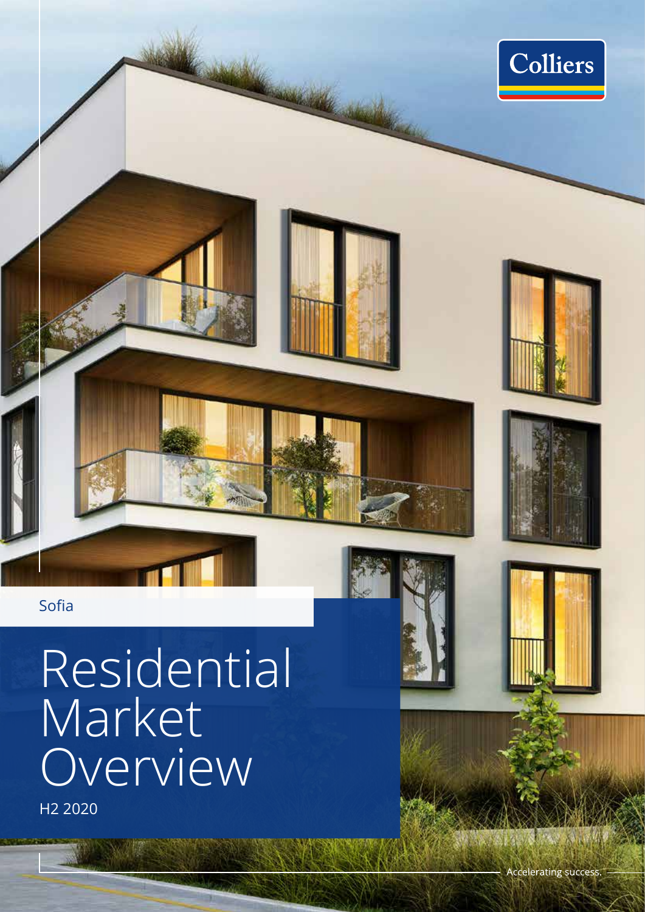Colliers

Sofia

# Residential Market Overview

H2 2020

Accelerating success.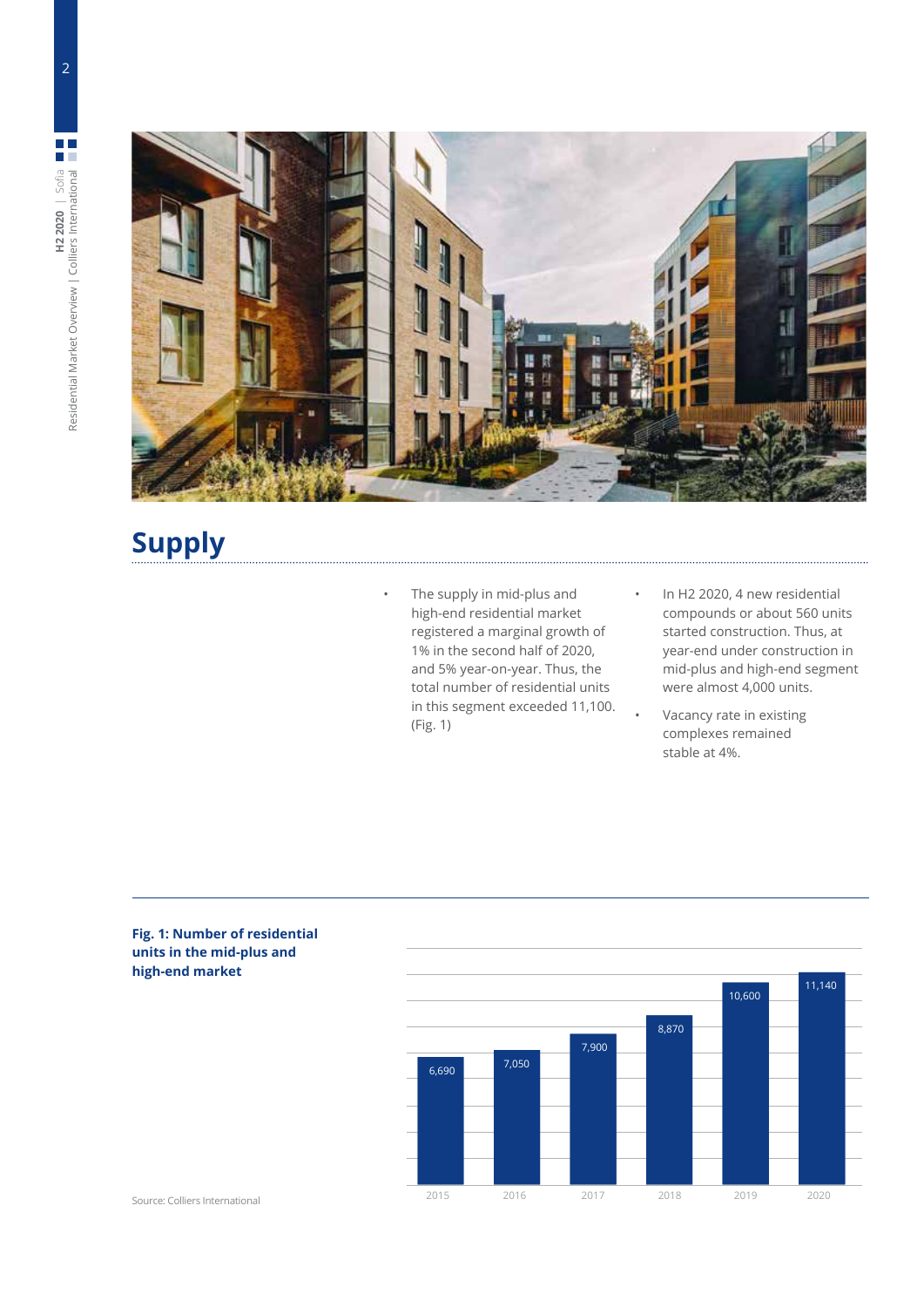## Supply

- The supply in mid-plus and high-end residential market registered a marginal growth of 1% in the second half of 2020, and 5% year-on-year. Thus, the total number of residential units in this segment exceeded 11,100. (Fig. 1)
- In H2 2020, 4 new residential compounds or about 560 units started construction. Thus, at year-end under construction in mid-plus and high-end segment were almost 4,000 units.
- Vacancy rate in existing complexes remained stable at 4%.

**Fig. 1: Number of residential units in the mid-plus and high-end market**

| Year | Units |
|---|---|
| 2015 | 6,690 |
| 2016 | 7,050 |
| 2017 | 7,900 |
| 2018 | 8,870 |
| 2019 | 10,600 |
| 2020 | 11,140 |

Source: Colliers International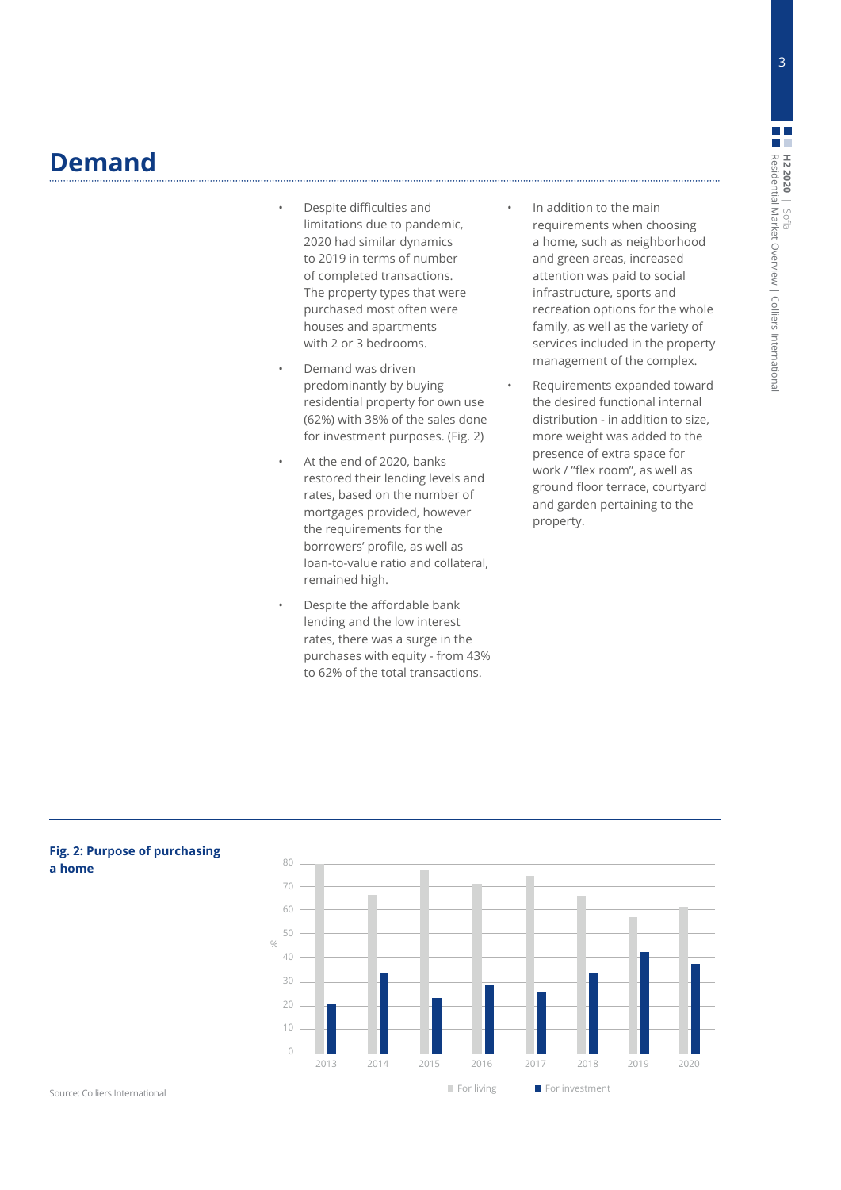# Demand

- Despite difficulties and limitations due to pandemic, 2020 had similar dynamics to 2019 in terms of number of completed transactions. The property types that were purchased most often were houses and apartments with 2 or 3 bedrooms.
- Demand was driven predominantly by buying residential property for own use (62%) with 38% of the sales done for investment purposes. (Fig. 2)
- At the end of 2020, banks restored their lending levels and rates, based on the number of mortgages provided, however the requirements for the borrowers' profile, as well as loan-to-value ratio and collateral, remained high.
- Despite the affordable bank lending and the low interest rates, there was a surge in the purchases with equity - from 43% to 62% of the total transactions.
- In addition to the main requirements when choosing a home, such as neighborhood and green areas, increased attention was paid to social infrastructure, sports and recreation options for the whole family, as well as the variety of services included in the property management of the complex.
- Requirements expanded toward the desired functional internal distribution - in addition to size, more weight was added to the presence of extra space for work / "flex room", as well as ground floor terrace, courtyard and garden pertaining to the property.

**Fig. 2: Purpose of purchasing a home**

Source: Colliers International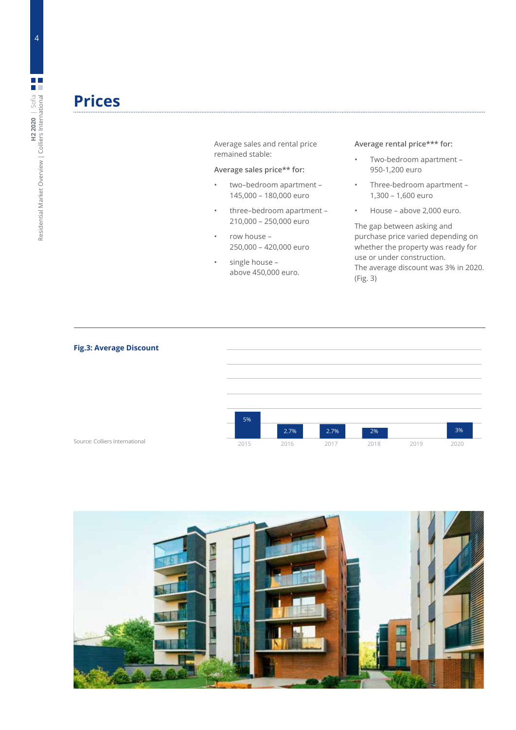# Prices

Average sales and rental price remained stable:

**Average sales price** for:**

- two–bedroom apartment – 145,000 – 180,000 euro
- three–bedroom apartment – 210,000 – 250,000 euro
- row house – 250,000 – 420,000 euro
- single house – above 450,000 euro.

**Average rental price*** for:**

- Two-bedroom apartment – 950-1,200 euro
- Three-bedroom apartment – 1,300 – 1,600 euro
- House – above 2,000 euro.

The gap between asking and purchase price varied depending on whether the property was ready for use or under construction.
The average discount was 3% in 2020. (Fig. 3)

**Fig.3: Average Discount**

| Year | Average Discount |
|---|---|
| 2015 | 5% |
| 2016 | 2.7% |
| 2017 | 2.7% |
| 2018 | 2% |
| 2019 | |
| 2020 | 3% |

Source: Colliers International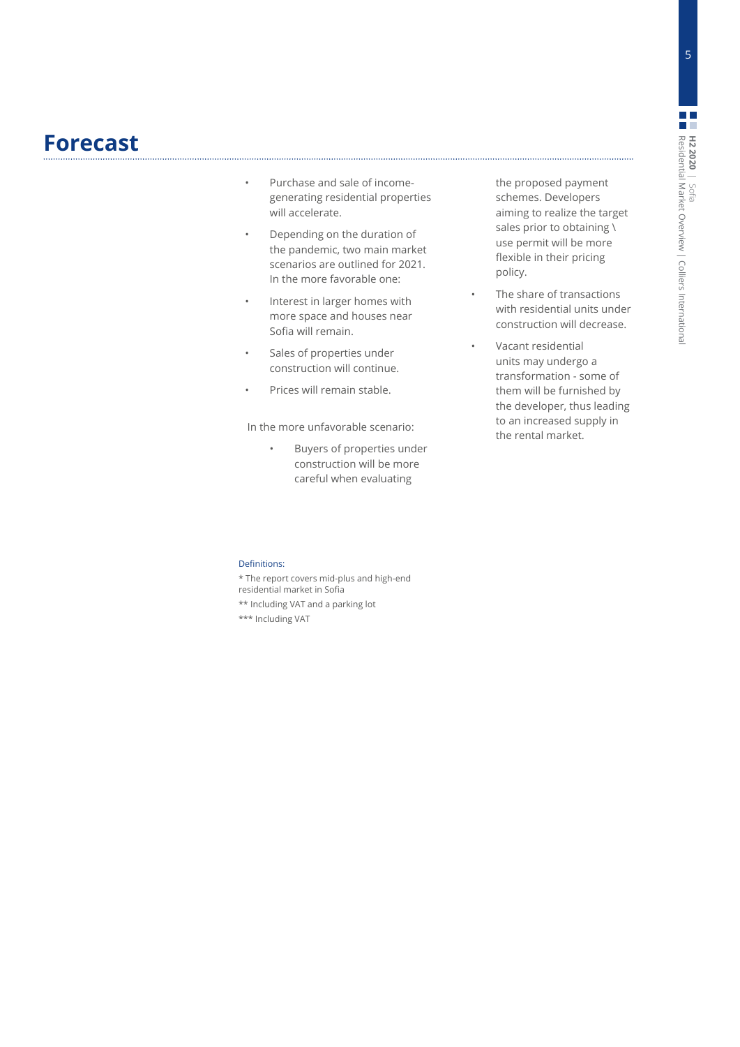# Forecast

- Purchase and sale of income-generating residential properties will accelerate.
- Depending on the duration of the pandemic, two main market scenarios are outlined for 2021. In the more favorable one:
- Interest in larger homes with more space and houses near Sofia will remain.
- Sales of properties under construction will continue.
- Prices will remain stable.

In the more unfavorable scenario:

- Buyers of properties under construction will be more careful when evaluating the proposed payment schemes. Developers aiming to realize the target sales prior to obtaining \ use permit will be more flexible in their pricing policy.
- The share of transactions with residential units under construction will decrease.
- Vacant residential units may undergo a transformation - some of them will be furnished by the developer, thus leading to an increased supply in the rental market.

Definitions:

* The report covers mid-plus and high-end residential market in Sofia

** Including VAT and a parking lot

*** Including VAT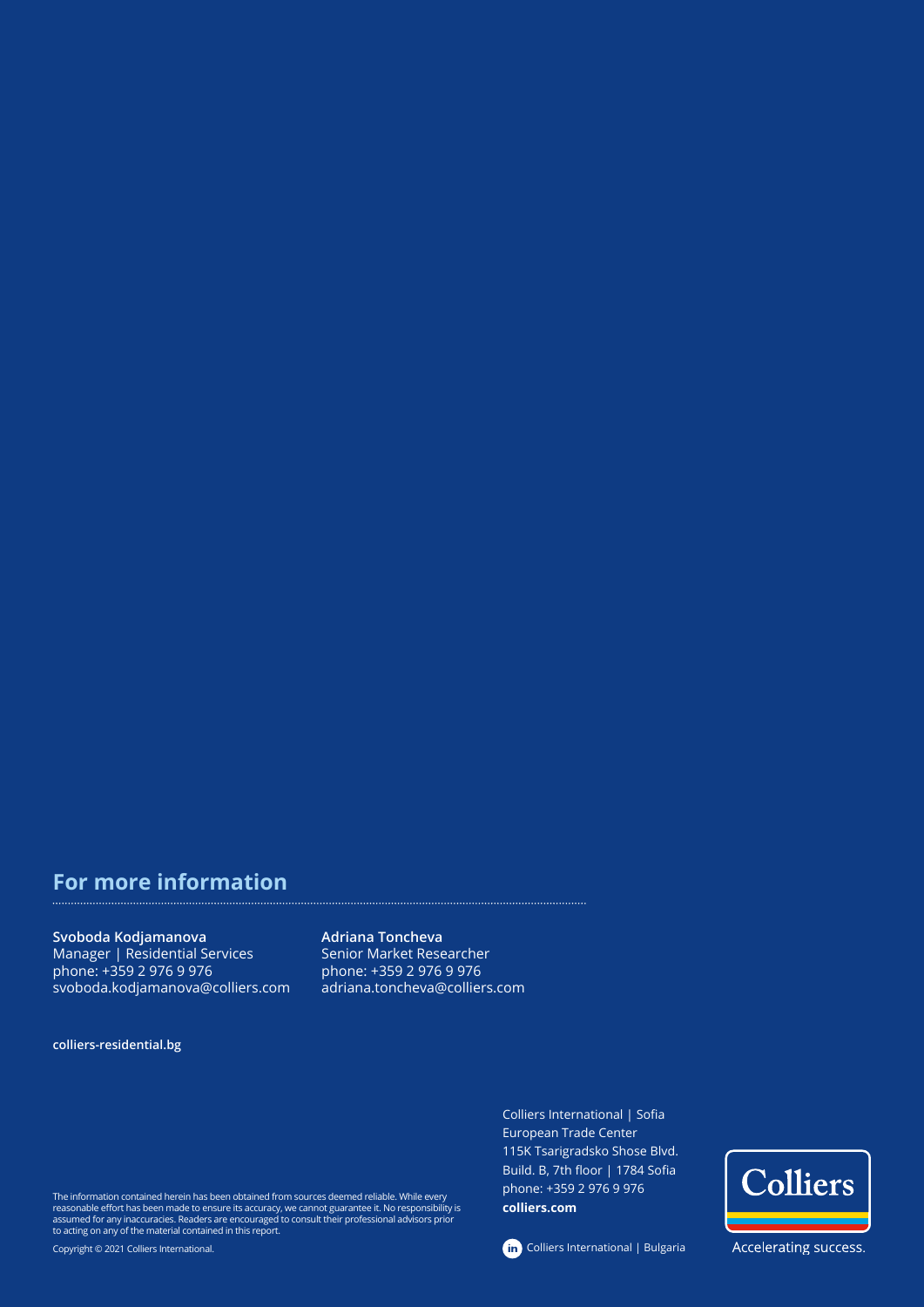## For more information

**Svoboda Kodjamanova**
Manager | Residential Services
phone: +359 2 976 9 976
svoboda.kodjamanova@colliers.com

**Adriana Toncheva**
Senior Market Researcher
phone: +359 2 976 9 976
adriana.toncheva@colliers.com

**colliers-residential.bg**

Colliers International | Sofia
European Trade Center
115K Tsarigradsko Shose Blvd.
Build. B, 7th floor | 1784 Sofia
phone: +359 2 976 9 976
**colliers.com**

Colliers International | Bulgaria

Colliers

Accelerating success.

The information contained herein has been obtained from sources deemed reliable. While every reasonable effort has been made to ensure its accuracy, we cannot guarantee it. No responsibility is assumed for any inaccuracies. Readers are encouraged to consult their professional advisors prior to acting on any of the material contained in this report.

Copyright © 2021 Colliers International.